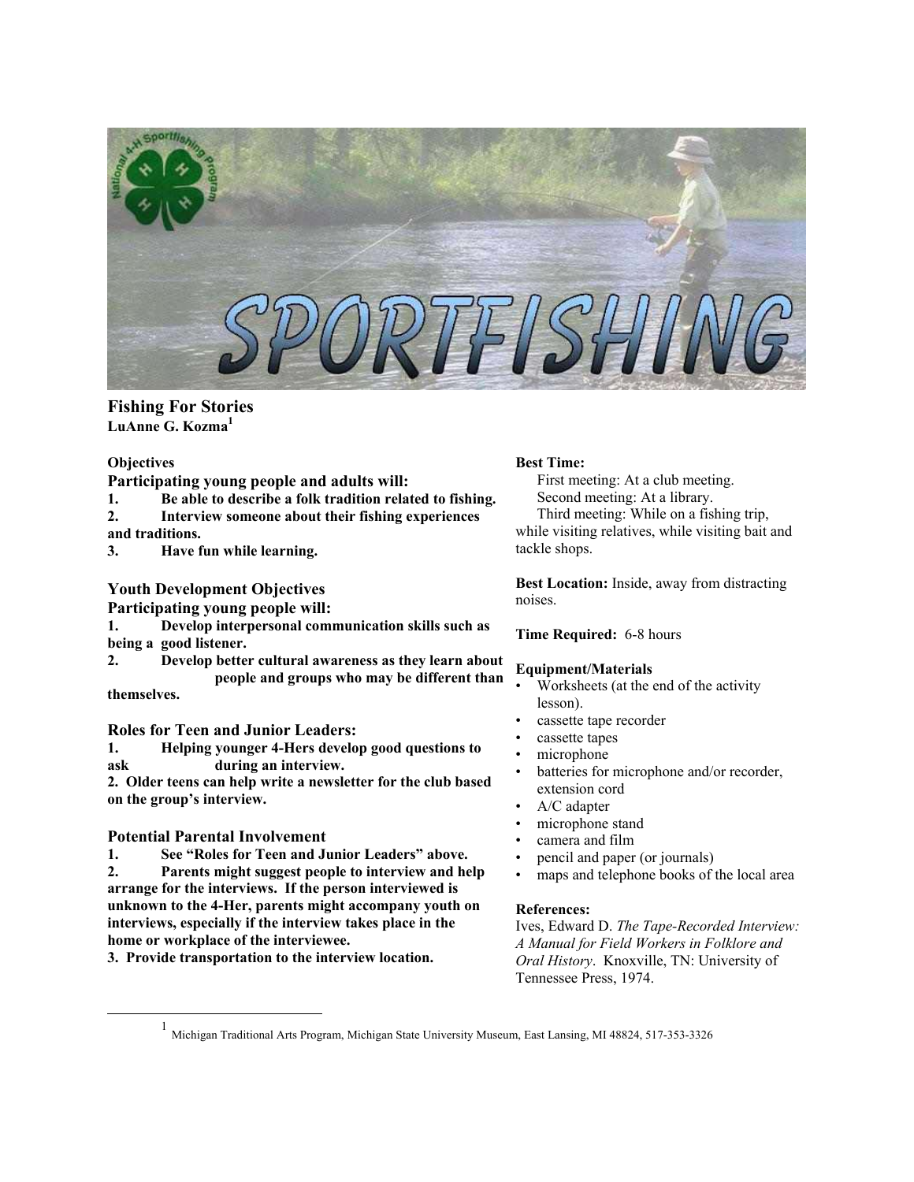# Fishing For Stories

**LuAnne G. Kozma[1]**

**Objectives**

### Participating young people and adults will:

**1. Be able to describe a folk tradition related to fishing.**
**2. Interview someone about their fishing experiences and traditions.**
**3. Have fun while learning.**

## Youth Development Objectives

### Participating young people will:

**1. Develop interpersonal communication skills such as being a good listener.**
**2. Develop better cultural awareness as they learn about people and groups who may be different than themselves.**

## Roles for Teen and Junior Leaders:

**1. Helping younger 4-Hers develop good questions to ask during an interview.**
**2. Older teens can help write a newsletter for the club based on the group's interview.**

## Potential Parental Involvement

**1. See "Roles for Teen and Junior Leaders" above.**
**2. Parents might suggest people to interview and help arrange for the interviews. If the person interviewed is unknown to the 4-Her, parents might accompany youth on interviews, especially if the interview takes place in the home or workplace of the interviewee.**
**3. Provide transportation to the interview location.**

**Best Time:**

First meeting: At a club meeting.
Second meeting: At a library.
Third meeting: While on a fishing trip, while visiting relatives, while visiting bait and tackle shops.

**Best Location:** Inside, away from distracting noises.

**Time Required:** 6-8 hours

**Equipment/Materials**

- Worksheets (at the end of the activity lesson).
- cassette tape recorder
- cassette tapes
- microphone
- batteries for microphone and/or recorder, extension cord
- A/C adapter
- microphone stand
- camera and film
- pencil and paper (or journals)
- maps and telephone books of the local area

**References:**

Ives, Edward D. *The Tape-Recorded Interview: A Manual for Field Workers in Folklore and Oral History*. Knoxville, TN: University of Tennessee Press, 1974.

[1] Michigan Traditional Arts Program, Michigan State University Museum, East Lansing, MI 48824, 517-353-3326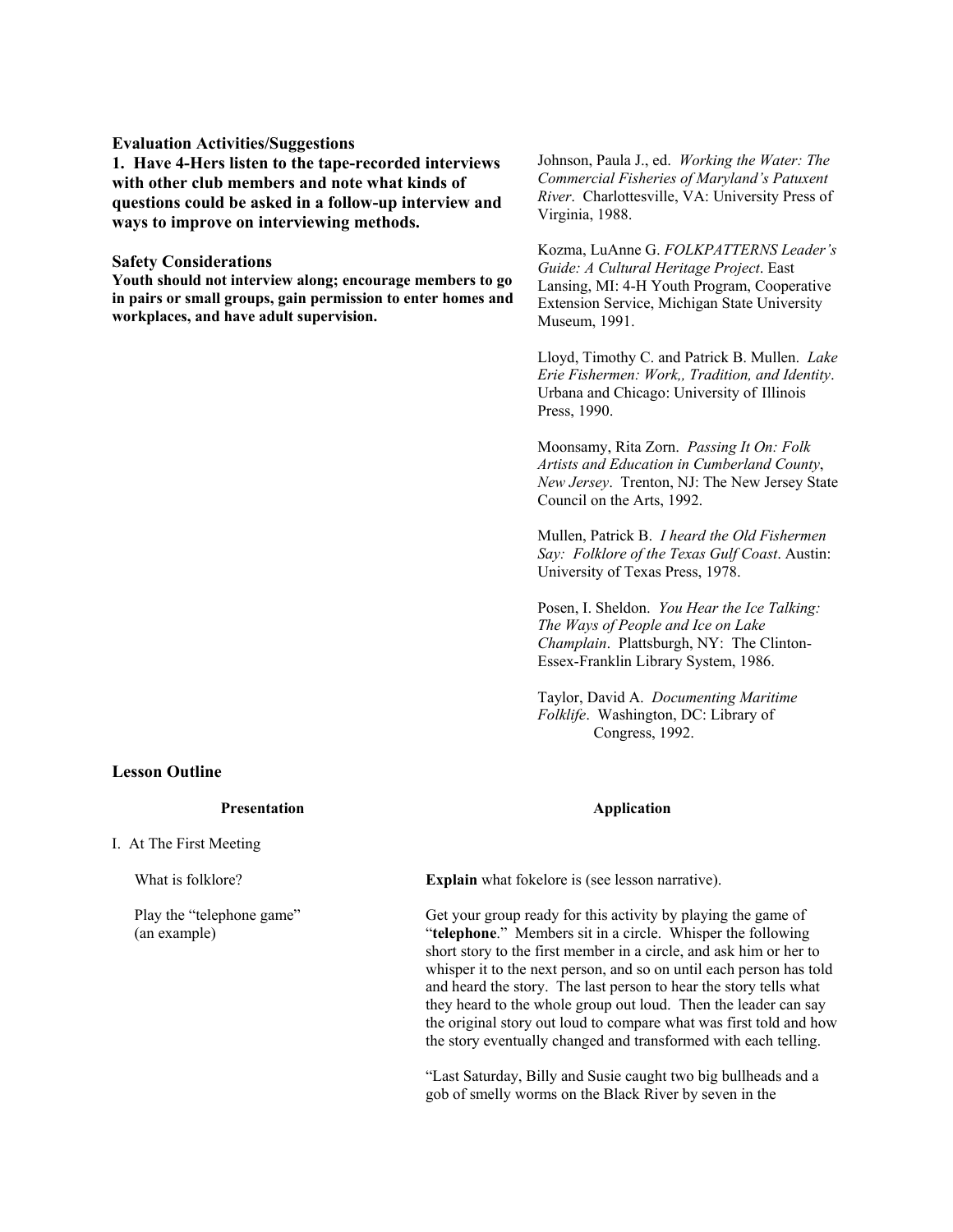### Evaluation Activities/Suggestions

**1. Have 4-Hers listen to the tape-recorded interviews with other club members and note what kinds of questions could be asked in a follow-up interview and ways to improve on interviewing methods.**

### Safety Considerations

**Youth should not interview along; encourage members to go in pairs or small groups, gain permission to enter homes and workplaces, and have adult supervision.**

Johnson, Paula J., ed. *Working the Water: The Commercial Fisheries of Maryland's Patuxent River*. Charlottesville, VA: University Press of Virginia, 1988.

Kozma, LuAnne G. *FOLKPATTERNS Leader's Guide: A Cultural Heritage Project*. East Lansing, MI: 4-H Youth Program, Cooperative Extension Service, Michigan State University Museum, 1991.

Lloyd, Timothy C. and Patrick B. Mullen. *Lake Erie Fishermen: Work,, Tradition, and Identity*. Urbana and Chicago: University of Illinois Press, 1990.

Moonsamy, Rita Zorn. *Passing It On: Folk Artists and Education in Cumberland County, New Jersey*. Trenton, NJ: The New Jersey State Council on the Arts, 1992.

Mullen, Patrick B. *I heard the Old Fishermen Say: Folklore of the Texas Gulf Coast*. Austin: University of Texas Press, 1978.

Posen, I. Sheldon. *You Hear the Ice Talking: The Ways of People and Ice on Lake Champlain*. Plattsburgh, NY: The Clinton-Essex-Franklin Library System, 1986.

Taylor, David A. *Documenting Maritime Folklife*. Washington, DC: Library of Congress, 1992.

### Lesson Outline

| Presentation | Application |
|---|---|
| I. At The First Meeting | |
| What is folklore? | **Explain** what fokelore is (see lesson narrative). |
| Play the "telephone game" (an example) | Get your group ready for this activity by playing the game of "**telephone**." Members sit in a circle. Whisper the following short story to the first member in a circle, and ask him or her to whisper it to the next person, and so on until each person has told and heard the story. The last person to hear the story tells what they heard to the whole group out loud. Then the leader can say the original story out loud to compare what was first told and how the story eventually changed and transformed with each telling. |
| | "Last Saturday, Billy and Susie caught two big bullheads and a gob of smelly worms on the Black River by seven in the |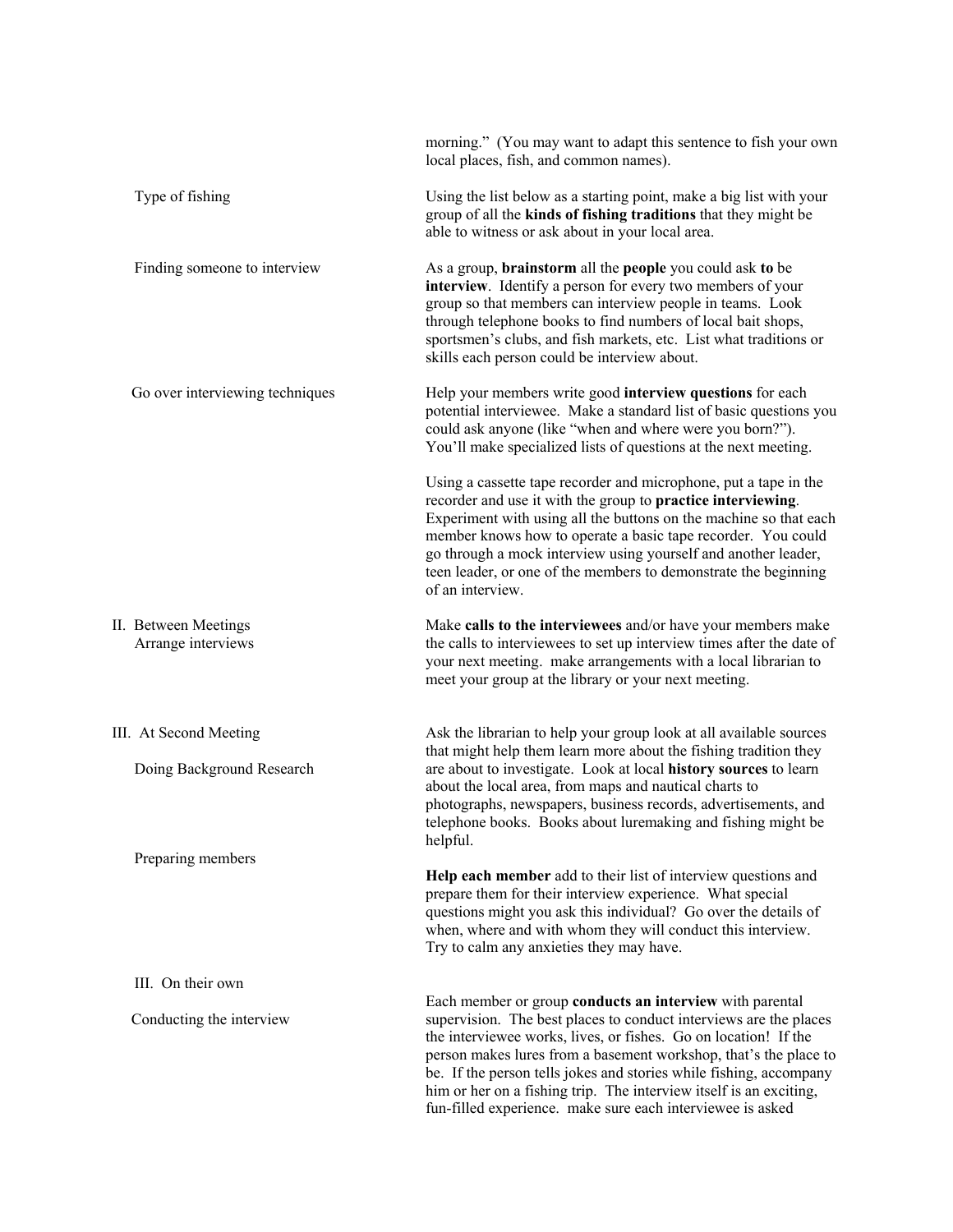| | |
|---|---|
| | morning." (You may want to adapt this sentence to fish your own local places, fish, and common names). |
| Type of fishing | Using the list below as a starting point, make a big list with your group of all the **kinds of fishing traditions** that they might be able to witness or ask about in your local area. |
| Finding someone to interview | As a group, **brainstorm** all the **people** you could ask **to** be **interview**. Identify a person for every two members of your group so that members can interview people in teams. Look through telephone books to find numbers of local bait shops, sportsmen's clubs, and fish markets, etc. List what traditions or skills each person could be interview about. |
| Go over interviewing techniques | Help your members write good **interview questions** for each potential interviewee. Make a standard list of basic questions you could ask anyone (like "when and where were you born?"). You'll make specialized lists of questions at the next meeting.<br><br>Using a cassette tape recorder and microphone, put a tape in the recorder and use it with the group to **practice interviewing**. Experiment with using all the buttons on the machine so that each member knows how to operate a basic tape recorder. You could go through a mock interview using yourself and another leader, teen leader, or one of the members to demonstrate the beginning of an interview. |
| II. Between Meetings<br>Arrange interviews | Make **calls to the interviewees** and/or have your members make the calls to interviewees to set up interview times after the date of your next meeting. make arrangements with a local librarian to meet your group at the library or your next meeting. |
| III. At Second Meeting<br><br>Doing Background Research | Ask the librarian to help your group look at all available sources that might help them learn more about the fishing tradition they are about to investigate. Look at local **history sources** to learn about the local area, from maps and nautical charts to photographs, newspapers, business records, advertisements, and telephone books. Books about luremaking and fishing might be helpful. |
| Preparing members | **Help each member** add to their list of interview questions and prepare them for their interview experience. What special questions might you ask this individual? Go over the details of when, where and with whom they will conduct this interview. Try to calm any anxieties they may have. |
| III. On their own<br><br>Conducting the interview | Each member or group **conducts an interview** with parental supervision. The best places to conduct interviews are the places the interviewee works, lives, or fishes. Go on location! If the person makes lures from a basement workshop, that's the place to be. If the person tells jokes and stories while fishing, accompany him or her on a fishing trip. The interview itself is an exciting, fun-filled experience. make sure each interviewee is asked |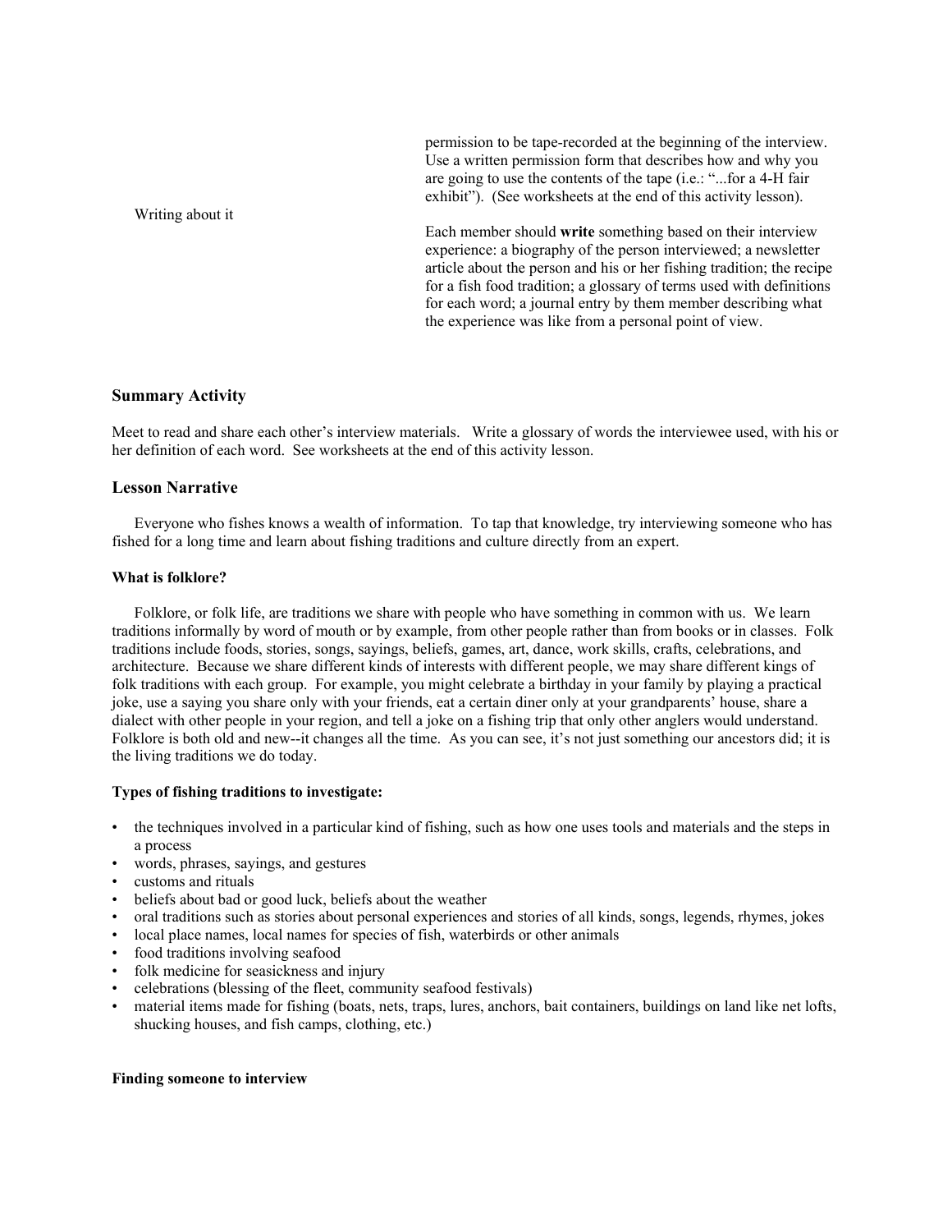permission to be tape-recorded at the beginning of the interview. Use a written permission form that describes how and why you are going to use the contents of the tape (i.e.: "...for a 4-H fair exhibit"). (See worksheets at the end of this activity lesson).

Writing about it

Each member should **write** something based on their interview experience: a biography of the person interviewed; a newsletter article about the person and his or her fishing tradition; the recipe for a fish food tradition; a glossary of terms used with definitions for each word; a journal entry by them member describing what the experience was like from a personal point of view.

## Summary Activity

Meet to read and share each other's interview materials. Write a glossary of words the interviewee used, with his or her definition of each word. See worksheets at the end of this activity lesson.

## Lesson Narrative

Everyone who fishes knows a wealth of information. To tap that knowledge, try interviewing someone who has fished for a long time and learn about fishing traditions and culture directly from an expert.

**What is folklore?**

Folklore, or folk life, are traditions we share with people who have something in common with us. We learn traditions informally by word of mouth or by example, from other people rather than from books or in classes. Folk traditions include foods, stories, songs, sayings, beliefs, games, art, dance, work skills, crafts, celebrations, and architecture. Because we share different kinds of interests with different people, we may share different kings of folk traditions with each group. For example, you might celebrate a birthday in your family by playing a practical joke, use a saying you share only with your friends, eat a certain diner only at your grandparents' house, share a dialect with other people in your region, and tell a joke on a fishing trip that only other anglers would understand. Folklore is both old and new--it changes all the time. As you can see, it's not just something our ancestors did; it is the living traditions we do today.

**Types of fishing traditions to investigate:**

- the techniques involved in a particular kind of fishing, such as how one uses tools and materials and the steps in a process
- words, phrases, sayings, and gestures
- customs and rituals
- beliefs about bad or good luck, beliefs about the weather
- oral traditions such as stories about personal experiences and stories of all kinds, songs, legends, rhymes, jokes
- local place names, local names for species of fish, waterbirds or other animals
- food traditions involving seafood
- folk medicine for seasickness and injury
- celebrations (blessing of the fleet, community seafood festivals)
- material items made for fishing (boats, nets, traps, lures, anchors, bait containers, buildings on land like net lofts, shucking houses, and fish camps, clothing, etc.)

**Finding someone to interview**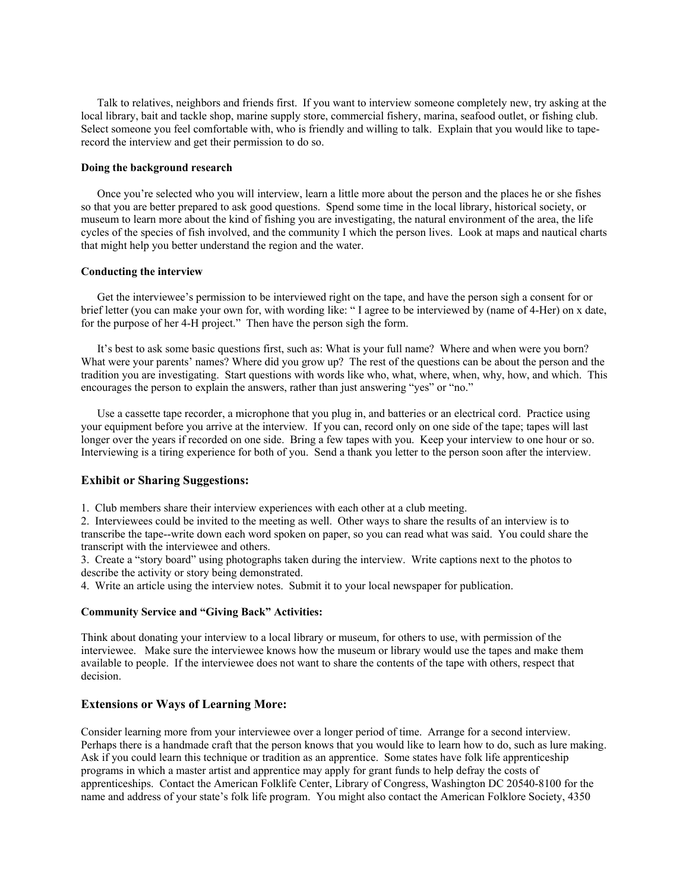Talk to relatives, neighbors and friends first. If you want to interview someone completely new, try asking at the local library, bait and tackle shop, marine supply store, commercial fishery, marina, seafood outlet, or fishing club. Select someone you feel comfortable with, who is friendly and willing to talk. Explain that you would like to tape-record the interview and get their permission to do so.

**Doing the background research**

Once you're selected who you will interview, learn a little more about the person and the places he or she fishes so that you are better prepared to ask good questions. Spend some time in the local library, historical society, or museum to learn more about the kind of fishing you are investigating, the natural environment of the area, the life cycles of the species of fish involved, and the community I which the person lives. Look at maps and nautical charts that might help you better understand the region and the water.

**Conducting the interview**

Get the interviewee's permission to be interviewed right on the tape, and have the person sigh a consent for or brief letter (you can make your own for, with wording like: " I agree to be interviewed by (name of 4-Her) on x date, for the purpose of her 4-H project." Then have the person sigh the form.

It's best to ask some basic questions first, such as: What is your full name? Where and when were you born? What were your parents' names? Where did you grow up? The rest of the questions can be about the person and the tradition you are investigating. Start questions with words like who, what, where, when, why, how, and which. This encourages the person to explain the answers, rather than just answering "yes" or "no."

Use a cassette tape recorder, a microphone that you plug in, and batteries or an electrical cord. Practice using your equipment before you arrive at the interview. If you can, record only on one side of the tape; tapes will last longer over the years if recorded on one side. Bring a few tapes with you. Keep your interview to one hour or so. Interviewing is a tiring experience for both of you. Send a thank you letter to the person soon after the interview.

## Exhibit or Sharing Suggestions:

1. Club members share their interview experiences with each other at a club meeting.
2. Interviewees could be invited to the meeting as well. Other ways to share the results of an interview is to transcribe the tape--write down each word spoken on paper, so you can read what was said. You could share the transcript with the interviewee and others.
3. Create a "story board" using photographs taken during the interview. Write captions next to the photos to describe the activity or story being demonstrated.
4. Write an article using the interview notes. Submit it to your local newspaper for publication.

**Community Service and "Giving Back" Activities:**

Think about donating your interview to a local library or museum, for others to use, with permission of the interviewee. Make sure the interviewee knows how the museum or library would use the tapes and make them available to people. If the interviewee does not want to share the contents of the tape with others, respect that decision.

## Extensions or Ways of Learning More:

Consider learning more from your interviewee over a longer period of time. Arrange for a second interview. Perhaps there is a handmade craft that the person knows that you would like to learn how to do, such as lure making. Ask if you could learn this technique or tradition as an apprentice. Some states have folk life apprenticeship programs in which a master artist and apprentice may apply for grant funds to help defray the costs of apprenticeships. Contact the American Folklife Center, Library of Congress, Washington DC 20540-8100 for the name and address of your state's folk life program. You might also contact the American Folklore Society, 4350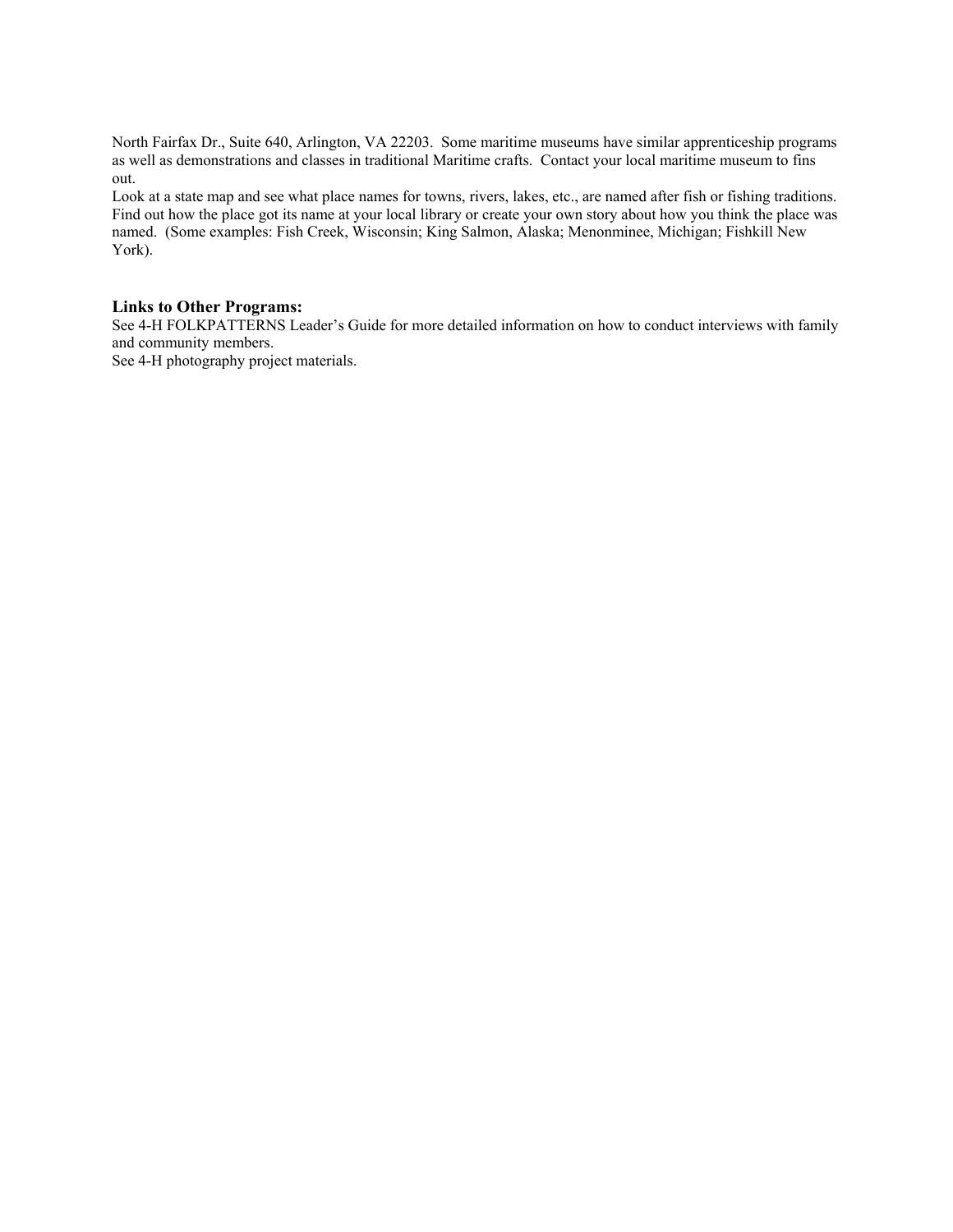North Fairfax Dr., Suite 640, Arlington, VA 22203. Some maritime museums have similar apprenticeship programs as well as demonstrations and classes in traditional Maritime crafts. Contact your local maritime museum to fins out.
Look at a state map and see what place names for towns, rivers, lakes, etc., are named after fish or fishing traditions. Find out how the place got its name at your local library or create your own story about how you think the place was named. (Some examples: Fish Creek, Wisconsin; King Salmon, Alaska; Menonminee, Michigan; Fishkill New York).

### Links to Other Programs:

See 4-H FOLKPATTERNS Leader's Guide for more detailed information on how to conduct interviews with family and community members.
See 4-H photography project materials.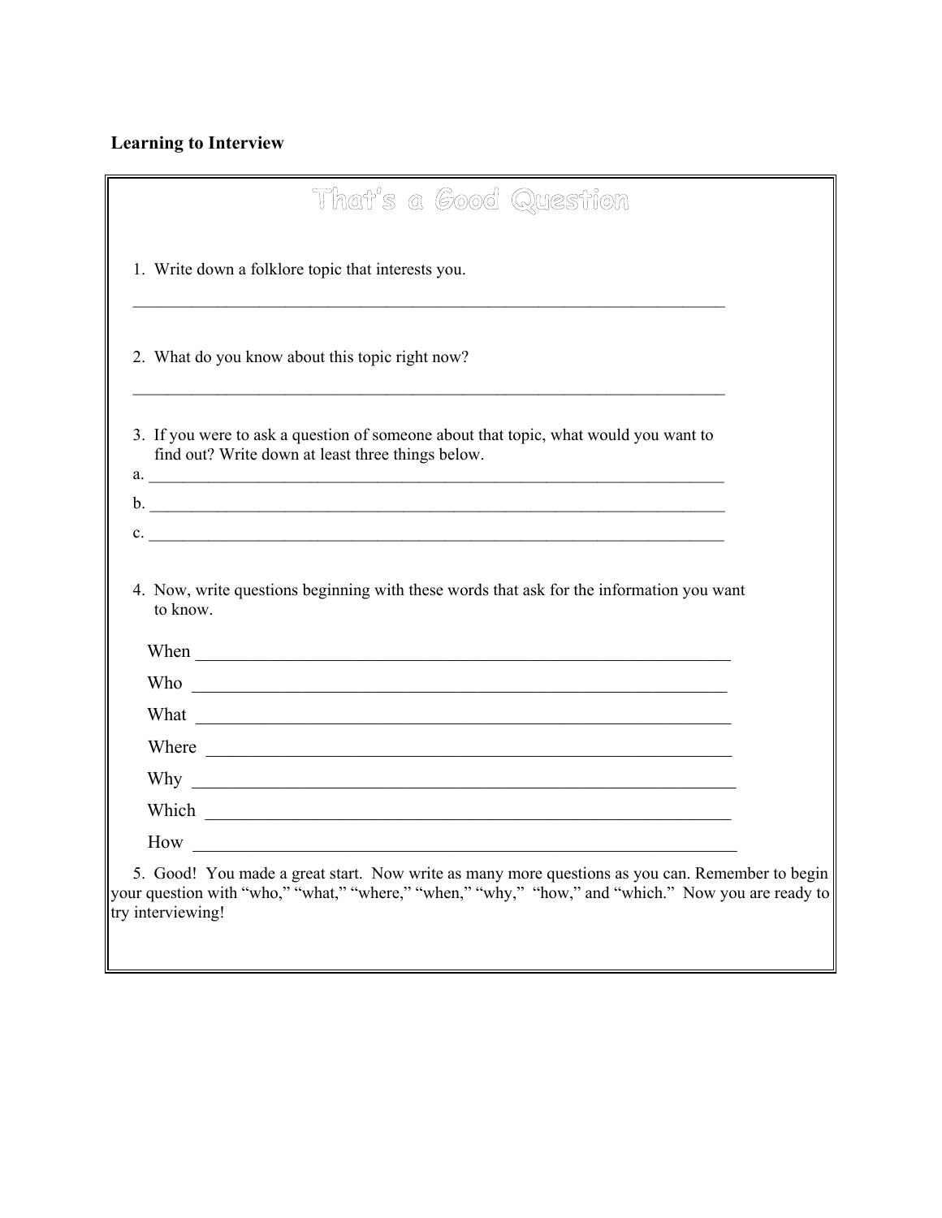**Learning to Interview**

## That's a Good Question

1. Write down a folklore topic that interests you.

___________________________________________________________________________

2. What do you know about this topic right now?

___________________________________________________________________________

3. If you were to ask a question of someone about that topic, what would you want to find out? Write down at least three things below.

a. ________________________________________________________________________

b. ________________________________________________________________________

c. ________________________________________________________________________

4. Now, write questions beginning with these words that ask for the information you want to know.

When ______________________________________________________________

Who ______________________________________________________________

What ______________________________________________________________

Where ______________________________________________________________

Why ______________________________________________________________

Which ______________________________________________________________

How ______________________________________________________________

5. Good! You made a great start. Now write as many more questions as you can. Remember to begin your question with "who," "what," "where," "when," "why," "how," and "which." Now you are ready to try interviewing!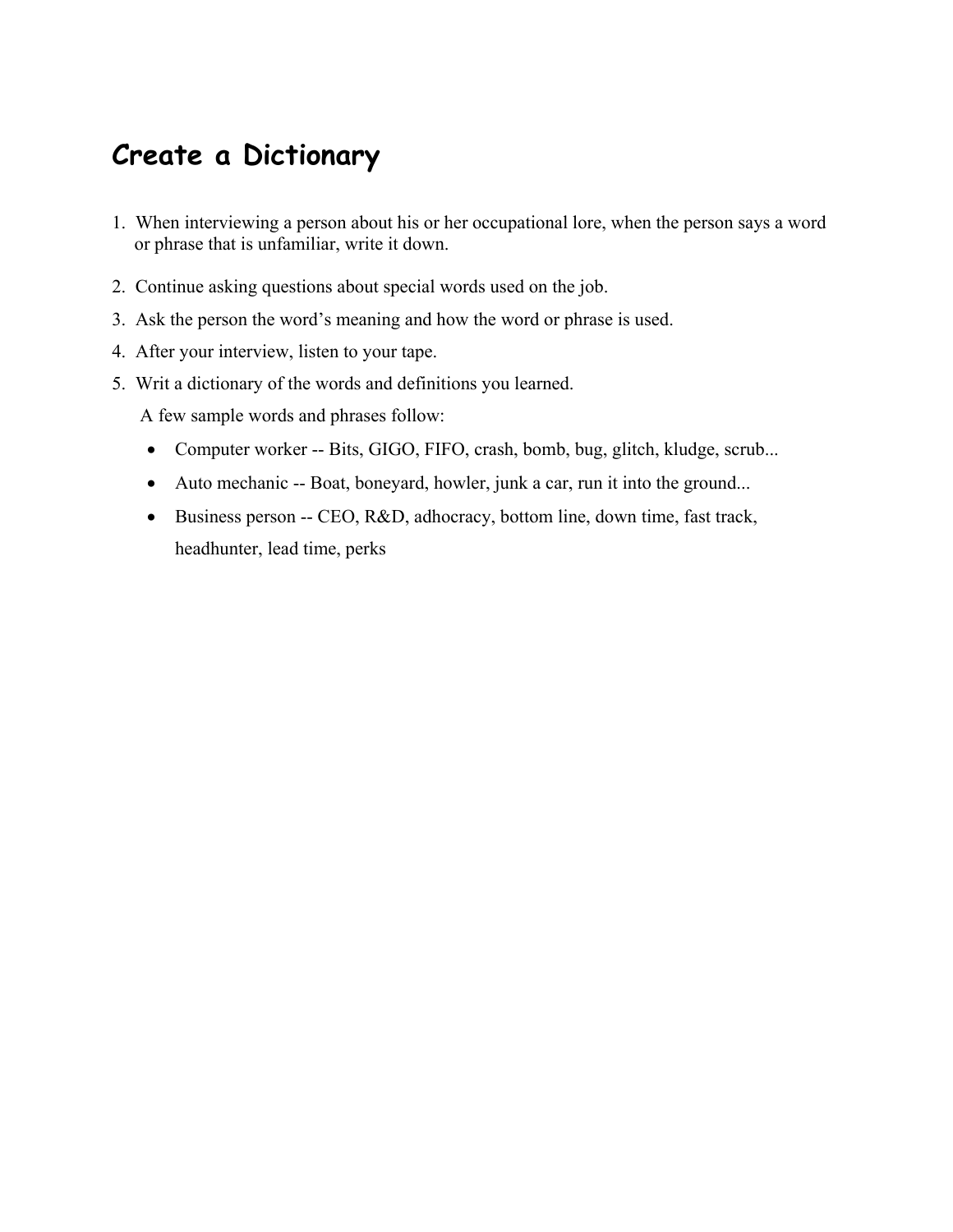# Create a Dictionary

1. When interviewing a person about his or her occupational lore, when the person says a word or phrase that is unfamiliar, write it down.
2. Continue asking questions about special words used on the job.
3. Ask the person the word's meaning and how the word or phrase is used.
4. After your interview, listen to your tape.
5. Writ a dictionary of the words and definitions you learned.

   A few sample words and phrases follow:

   - Computer worker -- Bits, GIGO, FIFO, crash, bomb, bug, glitch, kludge, scrub...
   - Auto mechanic -- Boat, boneyard, howler, junk a car, run it into the ground...
   - Business person -- CEO, R&D, adhocracy, bottom line, down time, fast track, headhunter, lead time, perks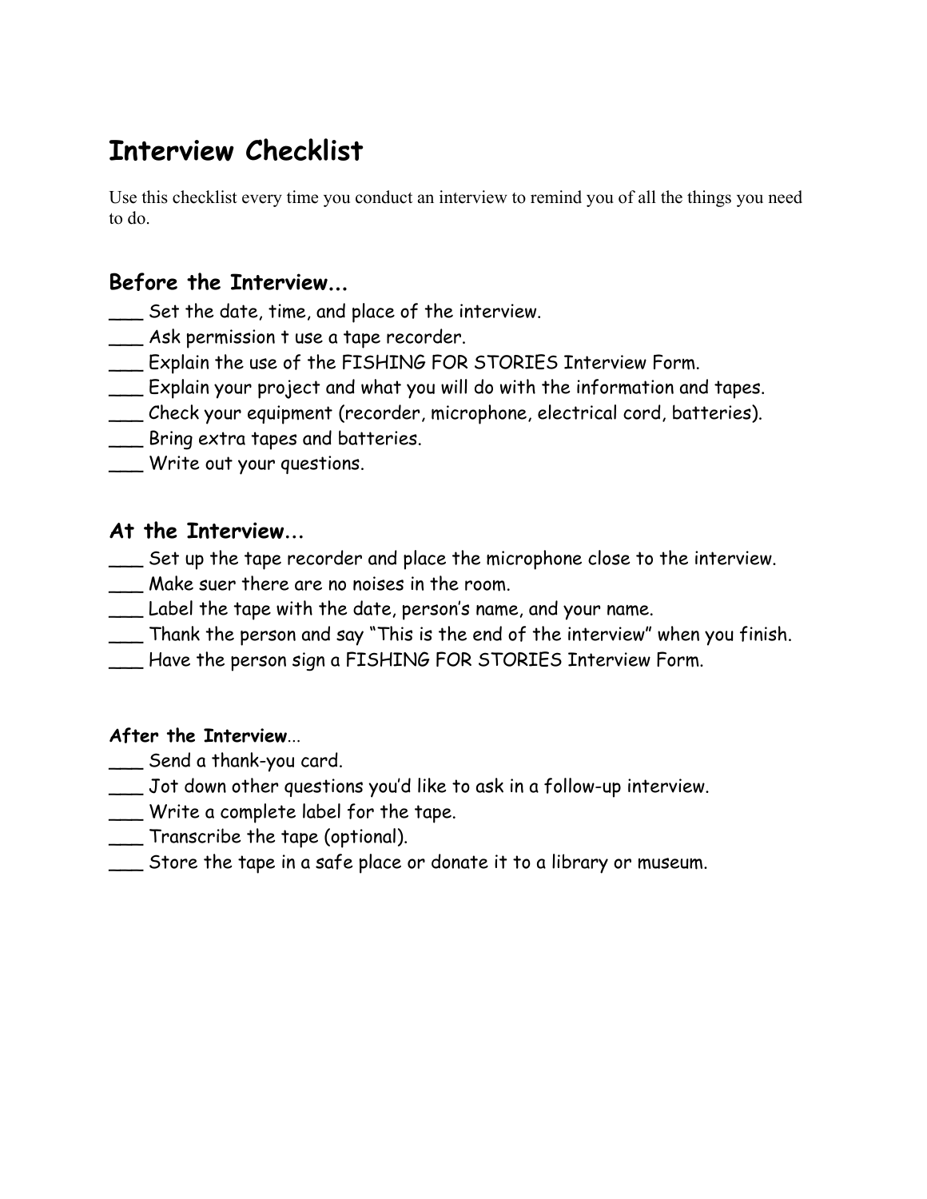# Interview Checklist

Use this checklist every time you conduct an interview to remind you of all the things you need to do.

## Before the Interview...

___ Set the date, time, and place of the interview.
___ Ask permission t use a tape recorder.
___ Explain the use of the FISHING FOR STORIES Interview Form.
___ Explain your project and what you will do with the information and tapes.
___ Check your equipment (recorder, microphone, electrical cord, batteries).
___ Bring extra tapes and batteries.
___ Write out your questions.

## At the Interview...

___ Set up the tape recorder and place the microphone close to the interview.
___ Make suer there are no noises in the room.
___ Label the tape with the date, person's name, and your name.
___ Thank the person and say "This is the end of the interview" when you finish.
___ Have the person sign a FISHING FOR STORIES Interview Form.

### After the Interview...

___ Send a thank-you card.
___ Jot down other questions you'd like to ask in a follow-up interview.
___ Write a complete label for the tape.
___ Transcribe the tape (optional).
___ Store the tape in a safe place or donate it to a library or museum.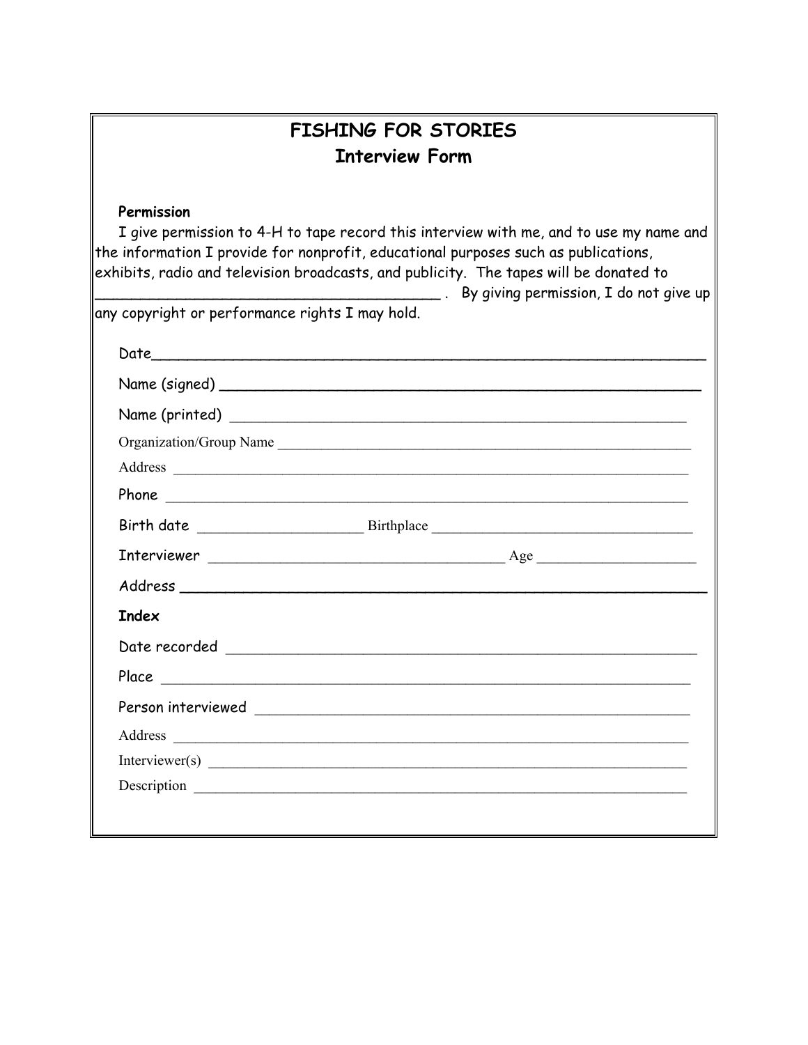# FISHING FOR STORIES

## Interview Form

**Permission**

I give permission to 4-H to tape record this interview with me, and to use my name and the information I provide for nonprofit, educational purposes such as publications, exhibits, radio and television broadcasts, and publicity. The tapes will be donated to ________________________________________ . By giving permission, I do not give up any copyright or performance rights I may hold.

Date________________________________________________________________

Name (signed) ______________________________________________________

Name (printed) _____________________________________________________

Organization/Group Name ____________________________________________

Address ____________________________________________________________

Phone ______________________________________________________________

Birth date ______________________ Birthplace ___________________________

Interviewer ______________________________________ Age ____________________

Address ____________________________________________________________

**Index**

Date recorded ______________________________________________________

Place ______________________________________________________________

Person interviewed ___________________________________________________

Address ____________________________________________________________

Interviewer(s) _______________________________________________________

Description _________________________________________________________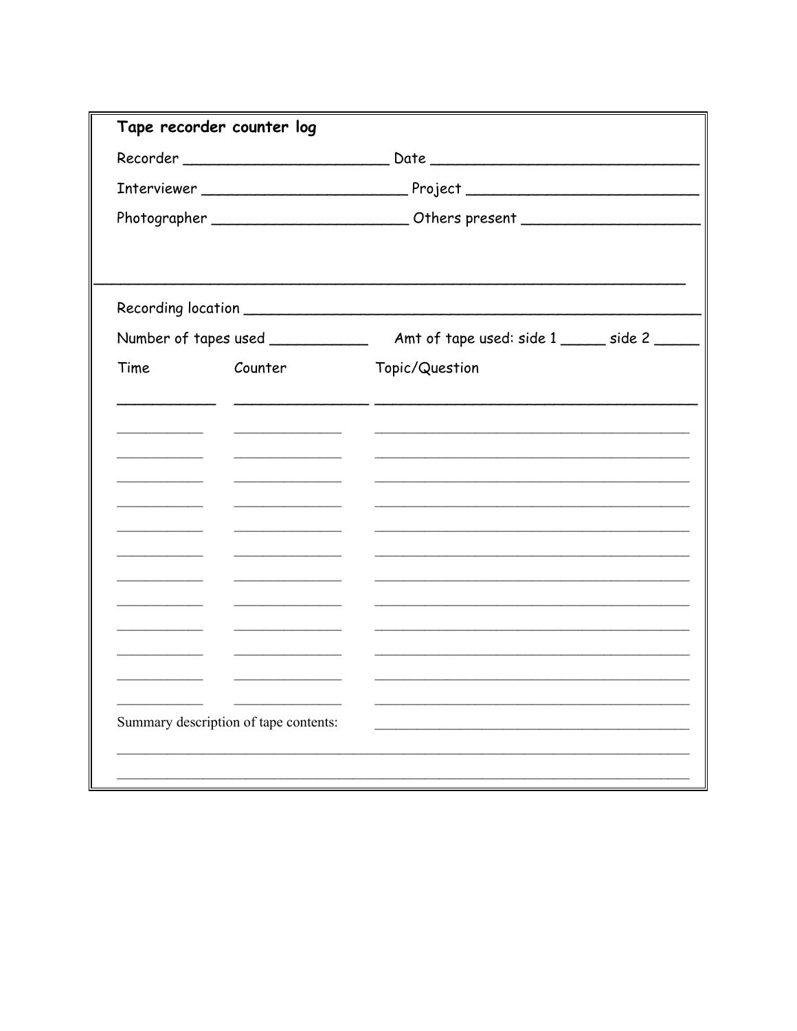**Tape recorder counter log**

Recorder ______________________ Date ____________________________

Interviewer ______________________ Project ________________________

Photographer _____________________ Others present __________________

___________________________________________________________________

Recording location _______________________________________________

Number of tapes used __________ Amt of tape used: side 1 _____ side 2 _____

| Time | Counter | Topic/Question |
| --- | --- | --- |
| __________ | ______________ | ________________________________ |
| __________ | ______________ | ________________________________ |
| __________ | ______________ | ________________________________ |
| __________ | ______________ | ________________________________ |
| __________ | ______________ | ________________________________ |
| __________ | ______________ | ________________________________ |
| __________ | ______________ | ________________________________ |
| __________ | ______________ | ________________________________ |
| __________ | ______________ | ________________________________ |
| __________ | ______________ | ________________________________ |
| __________ | ______________ | ________________________________ |
| __________ | ______________ | ________________________________ |
| __________ | ______________ | ________________________________ |

Summary description of tape contents: ________________________________

___________________________________________________________________

___________________________________________________________________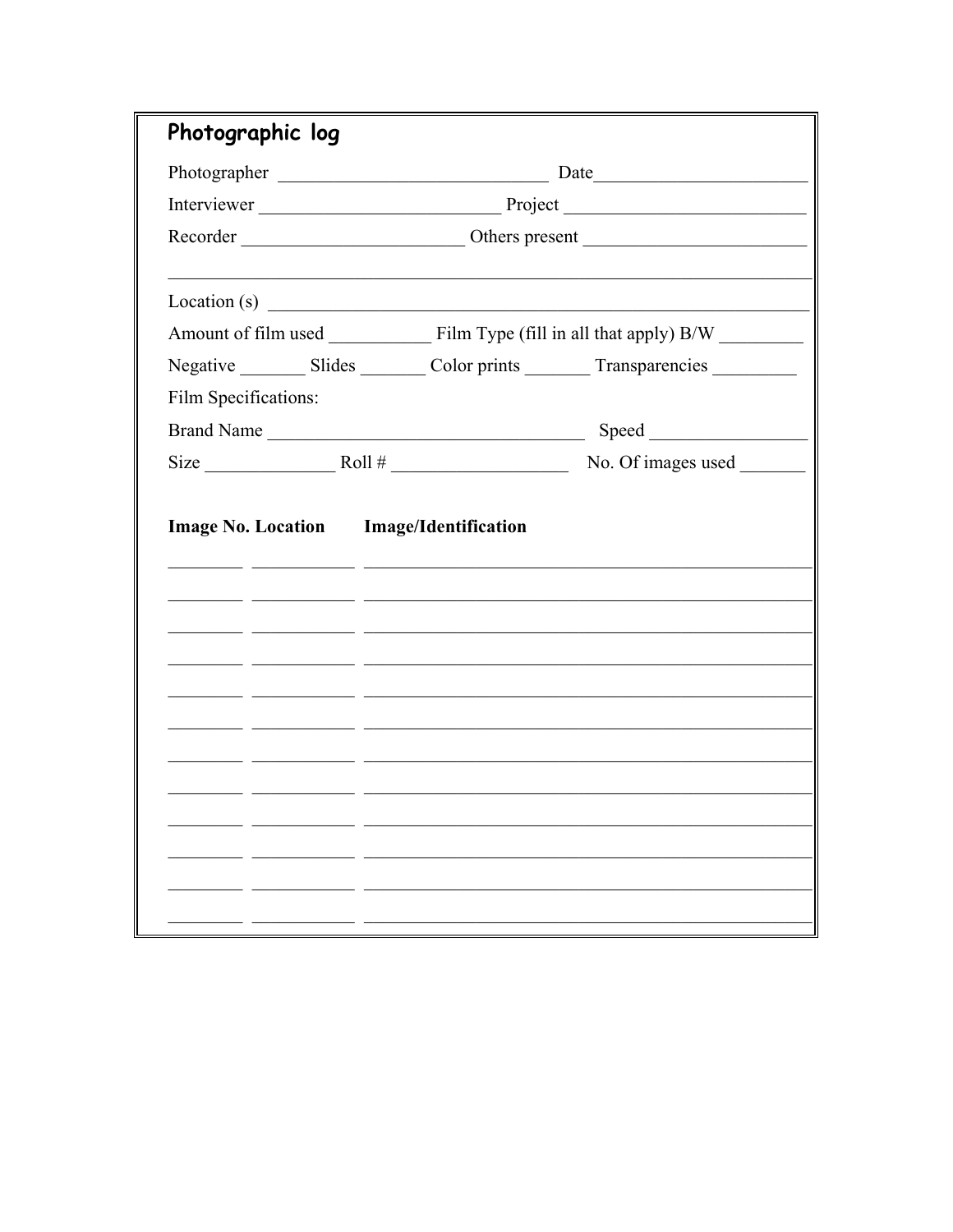## Photographic log

Photographer ____________________________ Date______________________

Interviewer _________________________ Project _________________________

Recorder _______________________ Others present _______________________

______________________________________________________________________

Location (s) ___________________________________________________________

Amount of film used __________ Film Type (fill in all that apply) B/W ________

Negative _______ Slides _______ Color prints _______ Transparencies _________

Film Specifications:

Brand Name _________________________________ Speed ________________

Size _____________ Roll # __________________ No. Of images used _______

| **Image No.** | **Location** | **Image/Identification** |
|---|---|---|
| | | |
| | | |
| | | |
| | | |
| | | |
| | | |
| | | |
| | | |
| | | |
| | | |
| | | |
| | | |